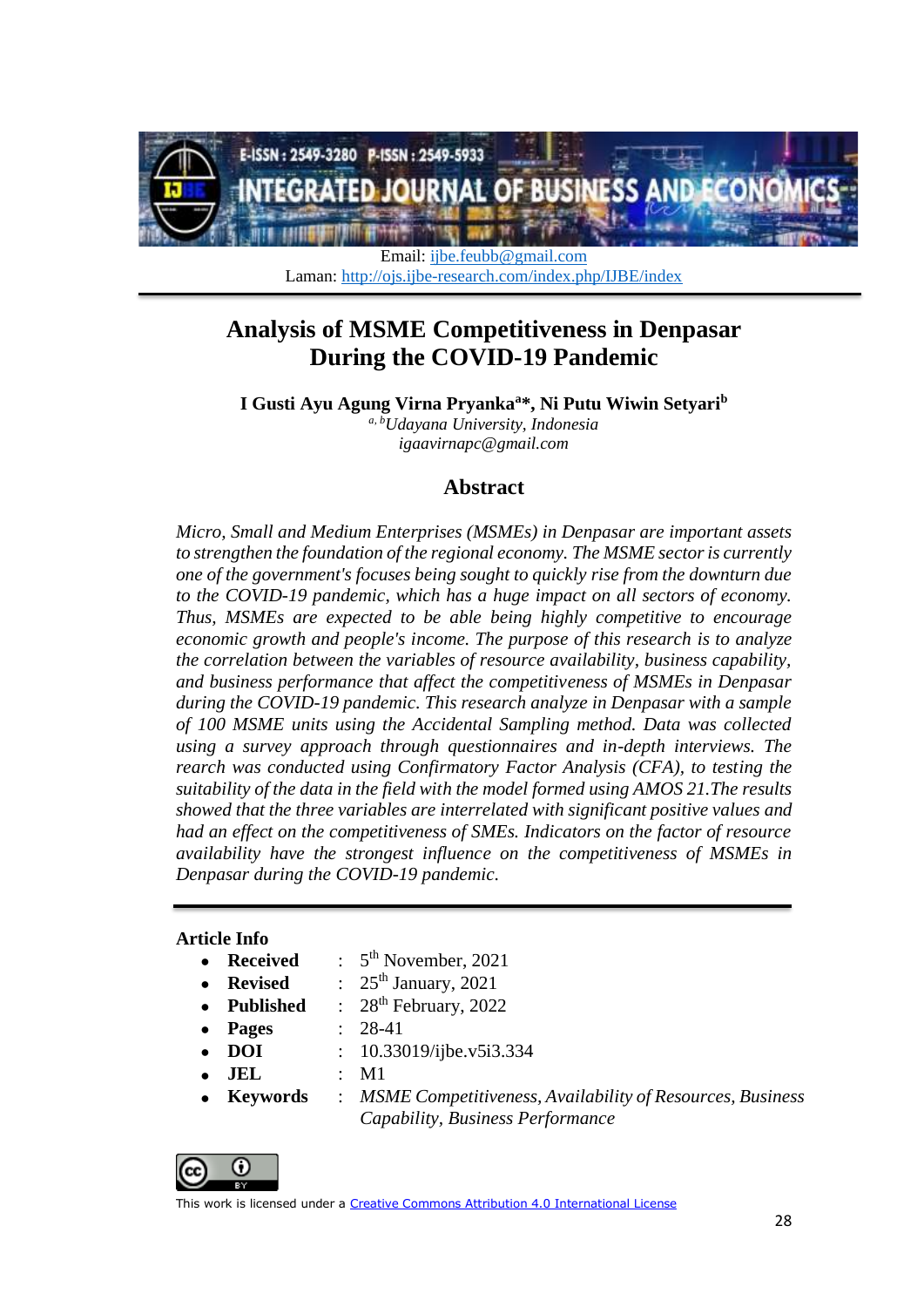Email: ijbe.feubb@gmail.com
Laman: http://ojs.ijbe-research.com/index.php/IJBE/index

# Analysis of MSME Competitiveness in Denpasar During the COVID-19 Pandemic

**I Gusti Ayu Agung Virna Pryanka[a]*, Ni Putu Wiwin Setyari[b]**

*[a, b]Udayana University, Indonesia*
*igaavirnapc@gmail.com*

## Abstract

*Micro, Small and Medium Enterprises (MSMEs) in Denpasar are important assets to strengthen the foundation of the regional economy. The MSME sector is currently one of the government's focuses being sought to quickly rise from the downturn due to the COVID-19 pandemic, which has a huge impact on all sectors of economy. Thus, MSMEs are expected to be able being highly competitive to encourage economic growth and people's income. The purpose of this research is to analyze the correlation between the variables of resource availability, business capability, and business performance that affect the competitiveness of MSMEs in Denpasar during the COVID-19 pandemic. This research analyze in Denpasar with a sample of 100 MSME units using the Accidental Sampling method. Data was collected using a survey approach through questionnaires and in-depth interviews. The rearch was conducted using Confirmatory Factor Analysis (CFA), to testing the suitability of the data in the field with the model formed using AMOS 21.The results showed that the three variables are interrelated with significant positive values and had an effect on the competitiveness of SMEs. Indicators on the factor of resource availability have the strongest influence on the competitiveness of MSMEs in Denpasar during the COVID-19 pandemic.*

**Article Info**

- **Received** : 5th November, 2021
- **Revised** : 25th January, 2021
- **Published** : 28th February, 2022
- **Pages** : 28-41
- **DOI** : 10.33019/ijbe.v5i3.334
- **JEL** : M1
- **Keywords** : *MSME Competitiveness, Availability of Resources, Business Capability, Business Performance*

This work is licensed under a Creative Commons Attribution 4.0 International License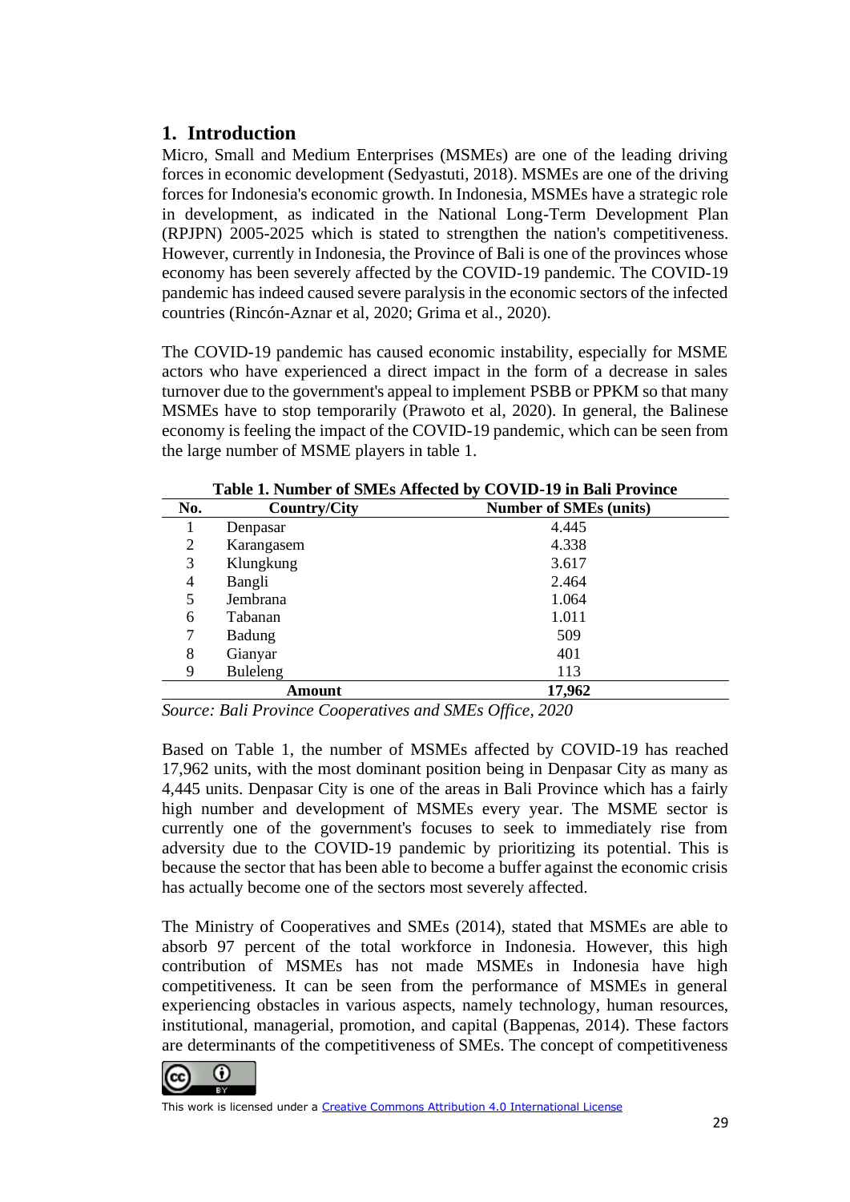## 1. Introduction

Micro, Small and Medium Enterprises (MSMEs) are one of the leading driving forces in economic development (Sedyastuti, 2018). MSMEs are one of the driving forces for Indonesia's economic growth. In Indonesia, MSMEs have a strategic role in development, as indicated in the National Long-Term Development Plan (RPJPN) 2005-2025 which is stated to strengthen the nation's competitiveness. However, currently in Indonesia, the Province of Bali is one of the provinces whose economy has been severely affected by the COVID-19 pandemic. The COVID-19 pandemic has indeed caused severe paralysis in the economic sectors of the infected countries (Rincón-Aznar et al, 2020; Grima et al., 2020).

The COVID-19 pandemic has caused economic instability, especially for MSME actors who have experienced a direct impact in the form of a decrease in sales turnover due to the government's appeal to implement PSBB or PPKM so that many MSMEs have to stop temporarily (Prawoto et al, 2020). In general, the Balinese economy is feeling the impact of the COVID-19 pandemic, which can be seen from the large number of MSME players in table 1.

**Table 1. Number of SMEs Affected by COVID-19 in Bali Province**

| No. | Country/City | Number of SMEs (units) |
|---|---|---|
| 1 | Denpasar | 4.445 |
| 2 | Karangasem | 4.338 |
| 3 | Klungkung | 3.617 |
| 4 | Bangli | 2.464 |
| 5 | Jembrana | 1.064 |
| 6 | Tabanan | 1.011 |
| 7 | Badung | 509 |
| 8 | Gianyar | 401 |
| 9 | Buleleng | 113 |
| | **Amount** | **17,962** |

*Source: Bali Province Cooperatives and SMEs Office, 2020*

Based on Table 1, the number of MSMEs affected by COVID-19 has reached 17,962 units, with the most dominant position being in Denpasar City as many as 4,445 units. Denpasar City is one of the areas in Bali Province which has a fairly high number and development of MSMEs every year. The MSME sector is currently one of the government's focuses to seek to immediately rise from adversity due to the COVID-19 pandemic by prioritizing its potential. This is because the sector that has been able to become a buffer against the economic crisis has actually become one of the sectors most severely affected.

The Ministry of Cooperatives and SMEs (2014), stated that MSMEs are able to absorb 97 percent of the total workforce in Indonesia. However, this high contribution of MSMEs has not made MSMEs in Indonesia have high competitiveness. It can be seen from the performance of MSMEs in general experiencing obstacles in various aspects, namely technology, human resources, institutional, managerial, promotion, and capital (Bappenas, 2014). These factors are determinants of the competitiveness of SMEs. The concept of competitiveness

This work is licensed under a Creative Commons Attribution 4.0 International License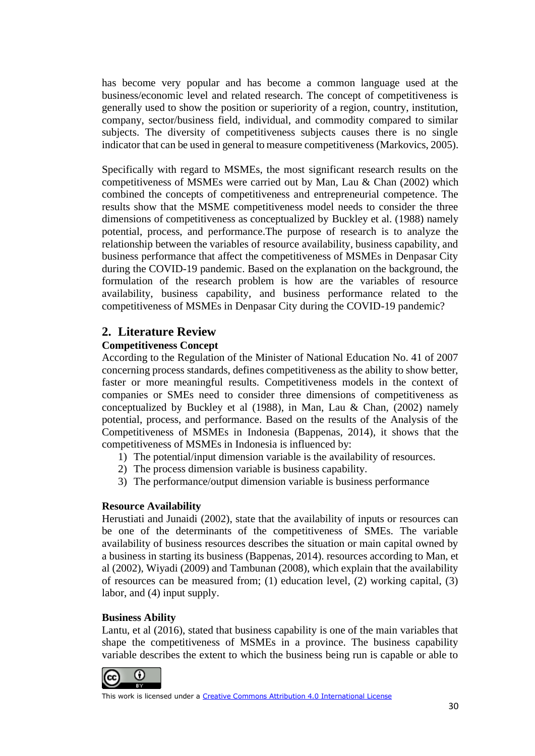has become very popular and has become a common language used at the business/economic level and related research. The concept of competitiveness is generally used to show the position or superiority of a region, country, institution, company, sector/business field, individual, and commodity compared to similar subjects. The diversity of competitiveness subjects causes there is no single indicator that can be used in general to measure competitiveness (Markovics, 2005).

Specifically with regard to MSMEs, the most significant research results on the competitiveness of MSMEs were carried out by Man, Lau & Chan (2002) which combined the concepts of competitiveness and entrepreneurial competence. The results show that the MSME competitiveness model needs to consider the three dimensions of competitiveness as conceptualized by Buckley et al. (1988) namely potential, process, and performance.The purpose of research is to analyze the relationship between the variables of resource availability, business capability, and business performance that affect the competitiveness of MSMEs in Denpasar City during the COVID-19 pandemic. Based on the explanation on the background, the formulation of the research problem is how are the variables of resource availability, business capability, and business performance related to the competitiveness of MSMEs in Denpasar City during the COVID-19 pandemic?

## 2. Literature Review

### Competitiveness Concept

According to the Regulation of the Minister of National Education No. 41 of 2007 concerning process standards, defines competitiveness as the ability to show better, faster or more meaningful results. Competitiveness models in the context of companies or SMEs need to consider three dimensions of competitiveness as conceptualized by Buckley et al (1988), in Man, Lau & Chan, (2002) namely potential, process, and performance. Based on the results of the Analysis of the Competitiveness of MSMEs in Indonesia (Bappenas, 2014), it shows that the competitiveness of MSMEs in Indonesia is influenced by:

1) The potential/input dimension variable is the availability of resources.
2) The process dimension variable is business capability.
3) The performance/output dimension variable is business performance

### Resource Availability

Herustiati and Junaidi (2002), state that the availability of inputs or resources can be one of the determinants of the competitiveness of SMEs. The variable availability of business resources describes the situation or main capital owned by a business in starting its business (Bappenas, 2014). resources according to Man, et al (2002), Wiyadi (2009) and Tambunan (2008), which explain that the availability of resources can be measured from; (1) education level, (2) working capital, (3) labor, and (4) input supply.

### Business Ability

Lantu, et al (2016), stated that business capability is one of the main variables that shape the competitiveness of MSMEs in a province. The business capability variable describes the extent to which the business being run is capable or able to

This work is licensed under a Creative Commons Attribution 4.0 International License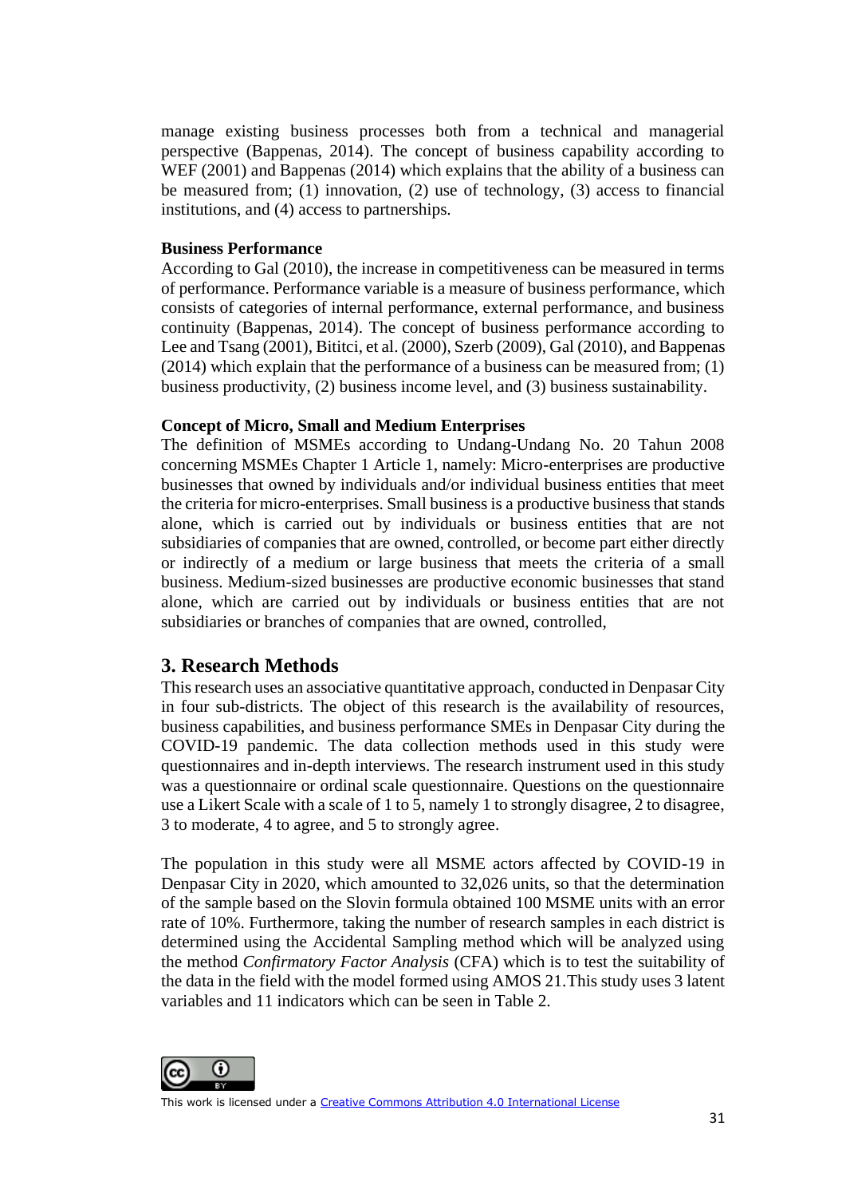manage existing business processes both from a technical and managerial perspective (Bappenas, 2014). The concept of business capability according to WEF (2001) and Bappenas (2014) which explains that the ability of a business can be measured from; (1) innovation, (2) use of technology, (3) access to financial institutions, and (4) access to partnerships.

**Business Performance**

According to Gal (2010), the increase in competitiveness can be measured in terms of performance. Performance variable is a measure of business performance, which consists of categories of internal performance, external performance, and business continuity (Bappenas, 2014). The concept of business performance according to Lee and Tsang (2001), Bititci, et al. (2000), Szerb (2009), Gal (2010), and Bappenas (2014) which explain that the performance of a business can be measured from; (1) business productivity, (2) business income level, and (3) business sustainability.

**Concept of Micro, Small and Medium Enterprises**

The definition of MSMEs according to Undang-Undang No. 20 Tahun 2008 concerning MSMEs Chapter 1 Article 1, namely: Micro-enterprises are productive businesses that owned by individuals and/or individual business entities that meet the criteria for micro-enterprises. Small business is a productive business that stands alone, which is carried out by individuals or business entities that are not subsidiaries of companies that are owned, controlled, or become part either directly or indirectly of a medium or large business that meets the criteria of a small business. Medium-sized businesses are productive economic businesses that stand alone, which are carried out by individuals or business entities that are not subsidiaries or branches of companies that are owned, controlled,

## 3. Research Methods

This research uses an associative quantitative approach, conducted in Denpasar City in four sub-districts. The object of this research is the availability of resources, business capabilities, and business performance SMEs in Denpasar City during the COVID-19 pandemic. The data collection methods used in this study were questionnaires and in-depth interviews. The research instrument used in this study was a questionnaire or ordinal scale questionnaire. Questions on the questionnaire use a Likert Scale with a scale of 1 to 5, namely 1 to strongly disagree, 2 to disagree, 3 to moderate, 4 to agree, and 5 to strongly agree.

The population in this study were all MSME actors affected by COVID-19 in Denpasar City in 2020, which amounted to 32,026 units, so that the determination of the sample based on the Slovin formula obtained 100 MSME units with an error rate of 10%. Furthermore, taking the number of research samples in each district is determined using the Accidental Sampling method which will be analyzed using the method *Confirmatory Factor Analysis* (CFA) which is to test the suitability of the data in the field with the model formed using AMOS 21.This study uses 3 latent variables and 11 indicators which can be seen in Table 2.

This work is licensed under a Creative Commons Attribution 4.0 International License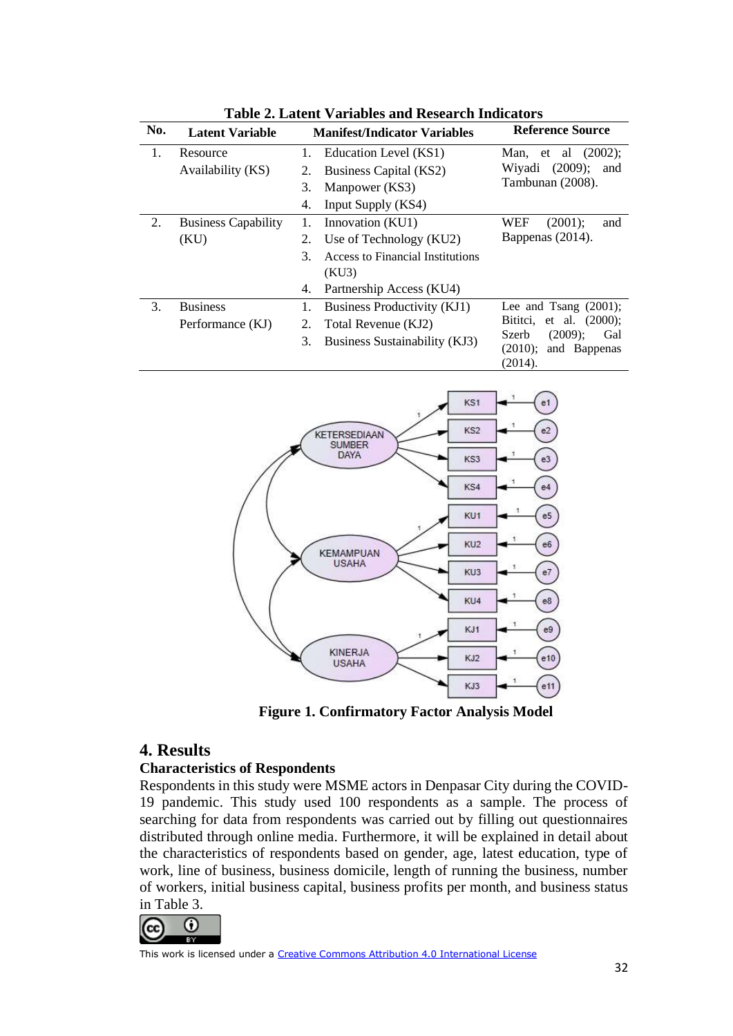**Table 2. Latent Variables and Research Indicators**

| No. | Latent Variable | Manifest/Indicator Variables | Reference Source |
|---|---|---|---|
| 1. | Resource Availability (KS) | 1. Education Level (KS1)<br>2. Business Capital (KS2)<br>3. Manpower (KS3)<br>4. Input Supply (KS4) | Man, et al (2002); Wiyadi (2009); and Tambunan (2008). |
| 2. | Business Capability (KU) | 1. Innovation (KU1)<br>2. Use of Technology (KU2)<br>3. Access to Financial Institutions (KU3)<br>4. Partnership Access (KU4) | WEF (2001); and Bappenas (2014). |
| 3. | Business Performance (KJ) | 1. Business Productivity (KJ1)<br>2. Total Revenue (KJ2)<br>3. Business Sustainability (KJ3) | Lee and Tsang (2001); Bititci, et al. (2000); Szerb (2009); Gal (2010); and Bappenas (2014). |

**Figure 1. Confirmatory Factor Analysis Model**

## 4. Results

### Characteristics of Respondents

Respondents in this study were MSME actors in Denpasar City during the COVID-19 pandemic. This study used 100 respondents as a sample. The process of searching for data from respondents was carried out by filling out questionnaires distributed through online media. Furthermore, it will be explained in detail about the characteristics of respondents based on gender, age, latest education, type of work, line of business, business domicile, length of running the business, number of workers, initial business capital, business profits per month, and business status in Table 3.

This work is licensed under a Creative Commons Attribution 4.0 International License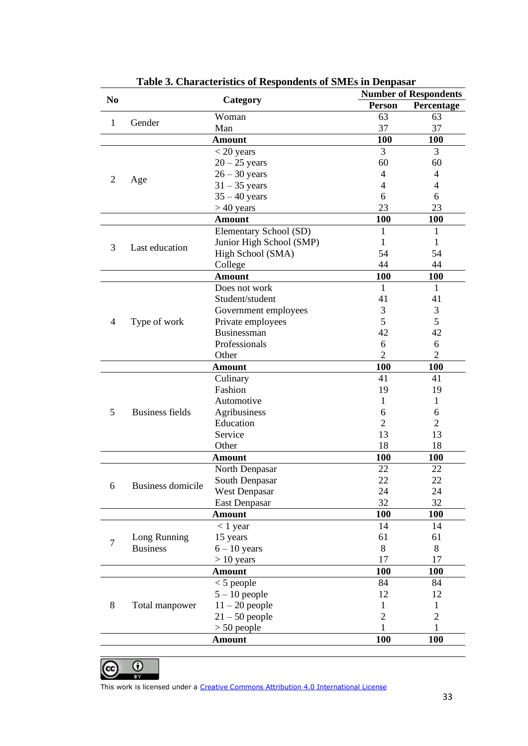**Table 3. Characteristics of Respondents of SMEs in Denpasar**

| No | Category | | Number of Respondents | |
|---|---|---|---|---|
| | | | Person | Percentage |
| 1 | Gender | Woman | 63 | 63 |
| | | Man | 37 | 37 |
| | | **Amount** | **100** | **100** |
| 2 | Age | < 20 years | 3 | 3 |
| | | 20 – 25 years | 60 | 60 |
| | | 26 – 30 years | 4 | 4 |
| | | 31 – 35 years | 4 | 4 |
| | | 35 – 40 years | 6 | 6 |
| | | > 40 years | 23 | 23 |
| | | **Amount** | **100** | **100** |
| 3 | Last education | Elementary School (SD) | 1 | 1 |
| | | Junior High School (SMP) | 1 | 1 |
| | | High School (SMA) | 54 | 54 |
| | | College | 44 | 44 |
| | | **Amount** | **100** | **100** |
| 4 | Type of work | Does not work | 1 | 1 |
| | | Student/student | 41 | 41 |
| | | Government employees | 3 | 3 |
| | | Private employees | 5 | 5 |
| | | Businessman | 42 | 42 |
| | | Professionals | 6 | 6 |
| | | Other | 2 | 2 |
| | | **Amount** | **100** | **100** |
| 5 | Business fields | Culinary | 41 | 41 |
| | | Fashion | 19 | 19 |
| | | Automotive | 1 | 1 |
| | | Agribusiness | 6 | 6 |
| | | Education | 2 | 2 |
| | | Service | 13 | 13 |
| | | Other | 18 | 18 |
| | | **Amount** | **100** | **100** |
| 6 | Business domicile | North Denpasar | 22 | 22 |
| | | South Denpasar | 22 | 22 |
| | | West Denpasar | 24 | 24 |
| | | East Denpasar | 32 | 32 |
| | | **Amount** | **100** | **100** |
| 7 | Long Running Business | < 1 year | 14 | 14 |
| | | 15 years | 61 | 61 |
| | | 6 – 10 years | 8 | 8 |
| | | > 10 years | 17 | 17 |
| | | **Amount** | **100** | **100** |
| 8 | Total manpower | < 5 people | 84 | 84 |
| | | 5 – 10 people | 12 | 12 |
| | | 11 – 20 people | 1 | 1 |
| | | 21 – 50 people | 2 | 2 |
| | | > 50 people | 1 | 1 |
| | | **Amount** | **100** | **100** |

This work is licensed under a Creative Commons Attribution 4.0 International License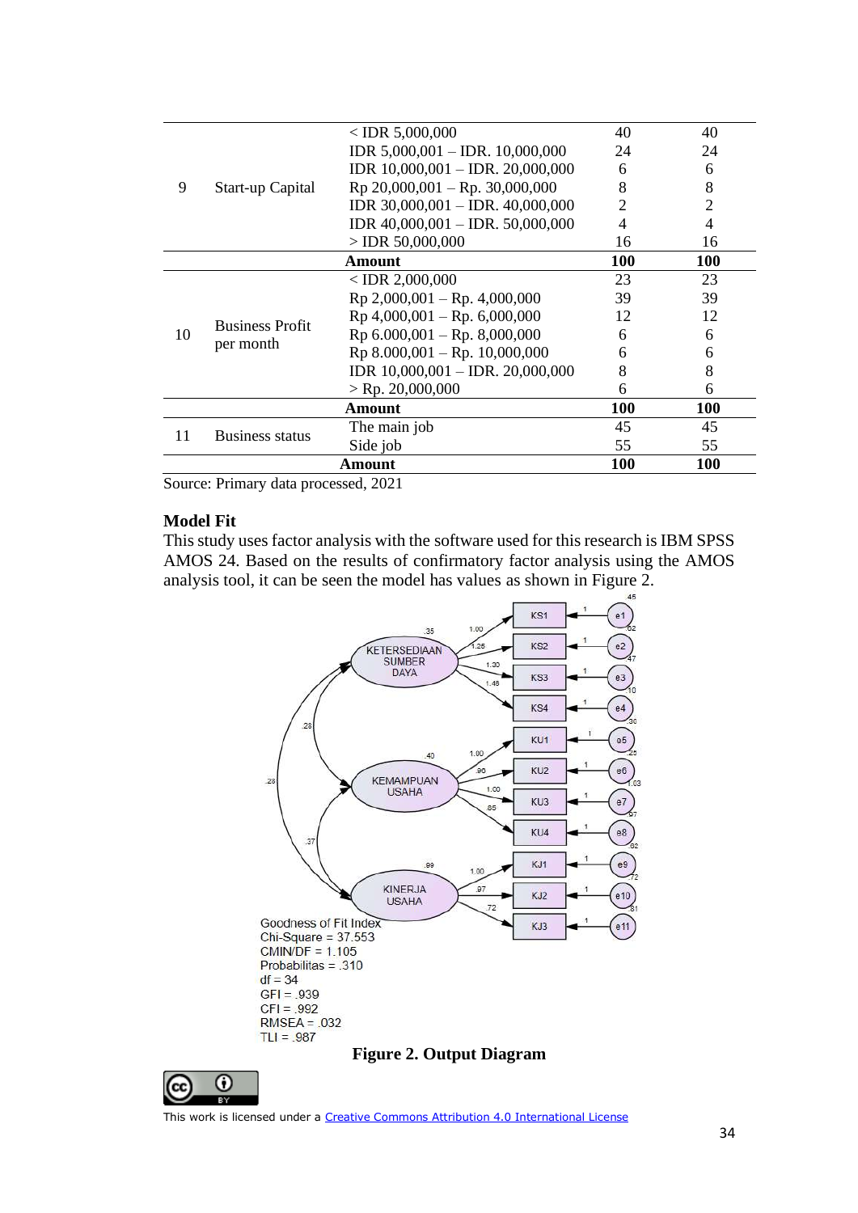| | | | | |
|---|---|---|---|---|
| 9 | Start-up Capital | < IDR 5,000,000 | 40 | 40 |
| | | IDR 5,000,001 – IDR. 10,000,000 | 24 | 24 |
| | | IDR 10,000,001 – IDR. 20,000,000 | 6 | 6 |
| | | Rp 20,000,001 – Rp. 30,000,000 | 8 | 8 |
| | | IDR 30,000,001 – IDR. 40,000,000 | 2 | 2 |
| | | IDR 40,000,001 – IDR. 50,000,000 | 4 | 4 |
| | | > IDR 50,000,000 | 16 | 16 |
| | | **Amount** | **100** | **100** |
| 10 | Business Profit per month | < IDR 2,000,000 | 23 | 23 |
| | | Rp 2,000,001 – Rp. 4,000,000 | 39 | 39 |
| | | Rp 4,000,001 – Rp. 6,000,000 | 12 | 12 |
| | | Rp 6.000,001 – Rp. 8,000,000 | 6 | 6 |
| | | Rp 8.000,001 – Rp. 10,000,000 | 6 | 6 |
| | | IDR 10,000,001 – IDR. 20,000,000 | 8 | 8 |
| | | > Rp. 20,000,000 | 6 | 6 |
| | | **Amount** | **100** | **100** |
| 11 | Business status | The main job | 45 | 45 |
| | | Side job | 55 | 55 |
| | | **Amount** | **100** | **100** |

Source: Primary data processed, 2021

### Model Fit

This study uses factor analysis with the software used for this research is IBM SPSS AMOS 24. Based on the results of confirmatory factor analysis using the AMOS analysis tool, it can be seen the model has values as shown in Figure 2.

Goodness of Fit Index
Chi-Square = 37.553
CMIN/DF = 1.105
Probabilitas = .310
df = 34
GFI = .939
CFI = .992
RMSEA = .032
TLI = .987

**Figure 2. Output Diagram**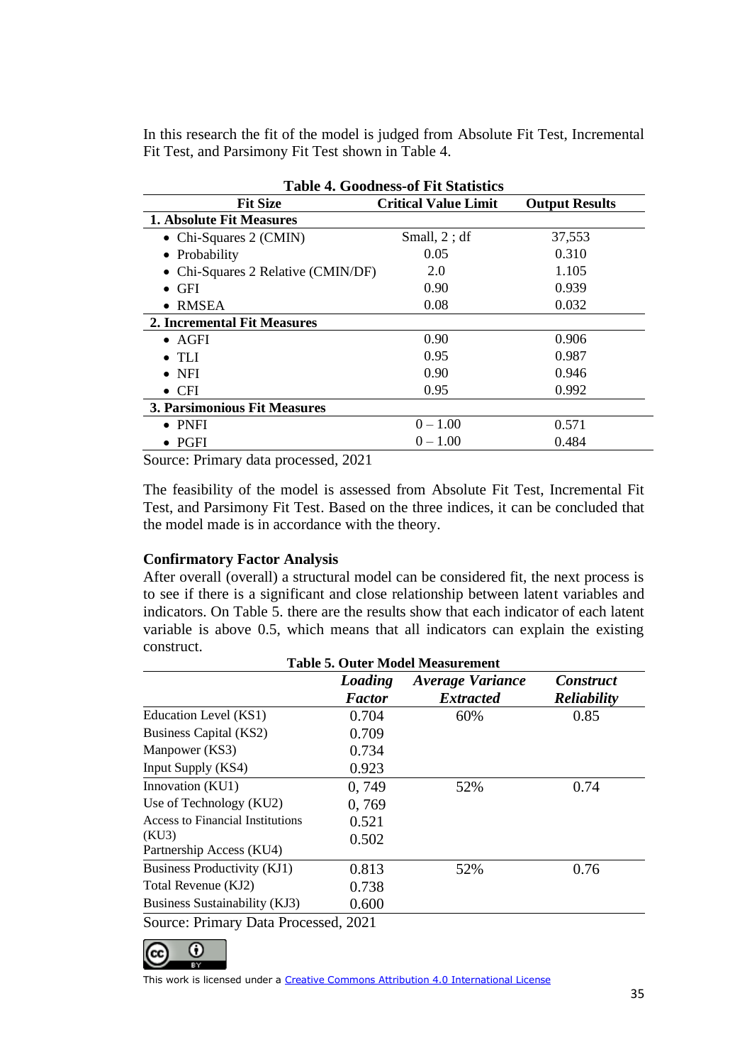In this research the fit of the model is judged from Absolute Fit Test, Incremental Fit Test, and Parsimony Fit Test shown in Table 4.

**Table 4. Goodness-of Fit Statistics**

| Fit Size | Critical Value Limit | Output Results |
|---|---|---|
| **1. Absolute Fit Measures** | | |
| • Chi-Squares 2 (CMIN) | Small, 2 ; df | 37,553 |
| • Probability | 0.05 | 0.310 |
| • Chi-Squares 2 Relative (CMIN/DF) | 2.0 | 1.105 |
| • GFI | 0.90 | 0.939 |
| • RMSEA | 0.08 | 0.032 |
| **2. Incremental Fit Measures** | | |
| • AGFI | 0.90 | 0.906 |
| • TLI | 0.95 | 0.987 |
| • NFI | 0.90 | 0.946 |
| • CFI | 0.95 | 0.992 |
| **3. Parsimonious Fit Measures** | | |
| • PNFI | 0 – 1.00 | 0.571 |
| • PGFI | 0 – 1.00 | 0.484 |

Source: Primary data processed, 2021

The feasibility of the model is assessed from Absolute Fit Test, Incremental Fit Test, and Parsimony Fit Test. Based on the three indices, it can be concluded that the model made is in accordance with the theory.

### Confirmatory Factor Analysis

After overall (overall) a structural model can be considered fit, the next process is to see if there is a significant and close relationship between latent variables and indicators. On Table 5. there are the results show that each indicator of each latent variable is above 0.5, which means that all indicators can explain the existing construct.

**Table 5. Outer Model Measurement**

| | *Loading Factor* | *Average Variance Extracted* | *Construct Reliability* |
|---|---|---|---|
| Education Level (KS1) | 0.704 | 60% | 0.85 |
| Business Capital (KS2) | 0.709 | | |
| Manpower (KS3) | 0.734 | | |
| Input Supply (KS4) | 0.923 | | |
| Innovation (KU1) | 0, 749 | 52% | 0.74 |
| Use of Technology (KU2) | 0, 769 | | |
| Access to Financial Institutions (KU3) | 0.521 | | |
| Partnership Access (KU4) | 0.502 | | |
| Business Productivity (KJ1) | 0.813 | 52% | 0.76 |
| Total Revenue (KJ2) | 0.738 | | |
| Business Sustainability (KJ3) | 0.600 | | |

Source: Primary Data Processed, 2021

This work is licensed under a Creative Commons Attribution 4.0 International License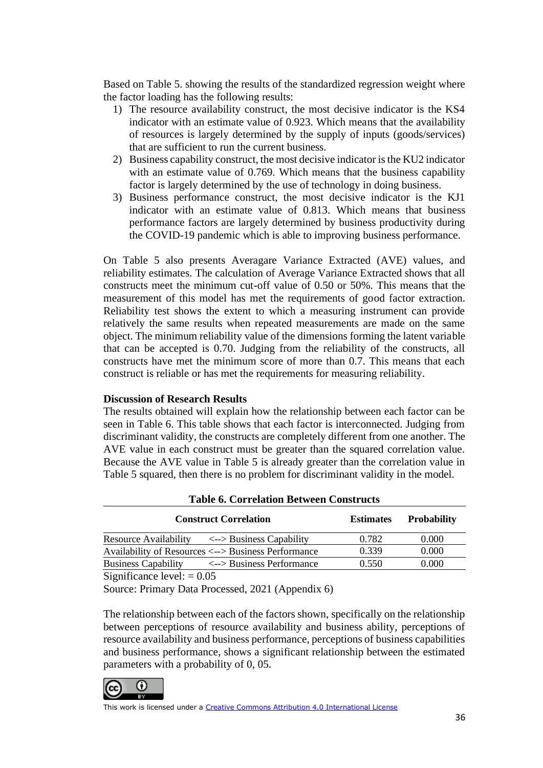Based on Table 5. showing the results of the standardized regression weight where the factor loading has the following results:

1) The resource availability construct, the most decisive indicator is the KS4 indicator with an estimate value of 0.923. Which means that the availability of resources is largely determined by the supply of inputs (goods/services) that are sufficient to run the current business.
2) Business capability construct, the most decisive indicator is the KU2 indicator with an estimate value of 0.769. Which means that the business capability factor is largely determined by the use of technology in doing business.
3) Business performance construct, the most decisive indicator is the KJ1 indicator with an estimate value of 0.813. Which means that business performance factors are largely determined by business productivity during the COVID-19 pandemic which is able to improving business performance.

On Table 5 also presents Averagare Variance Extracted (AVE) values, and reliability estimates. The calculation of Average Variance Extracted shows that all constructs meet the minimum cut-off value of 0.50 or 50%. This means that the measurement of this model has met the requirements of good factor extraction. Reliability test shows the extent to which a measuring instrument can provide relatively the same results when repeated measurements are made on the same object. The minimum reliability value of the dimensions forming the latent variable that can be accepted is 0.70. Judging from the reliability of the constructs, all constructs have met the minimum score of more than 0.7. This means that each construct is reliable or has met the requirements for measuring reliability.

**Discussion of Research Results**

The results obtained will explain how the relationship between each factor can be seen in Table 6. This table shows that each factor is interconnected. Judging from discriminant validity, the constructs are completely different from one another. The AVE value in each construct must be greater than the squared correlation value. Because the AVE value in Table 5 is already greater than the correlation value in Table 5 squared, then there is no problem for discriminant validity in the model.

**Table 6. Correlation Between Constructs**

| Construct Correlation | Estimates | Probability |
|---|---|---|
| Resource Availability <--> Business Capability | 0.782 | 0.000 |
| Availability of Resources <--> Business Performance | 0.339 | 0.000 |
| Business Capability <--> Business Performance | 0.550 | 0.000 |

Significance level: = 0.05

Source: Primary Data Processed, 2021 (Appendix 6)

The relationship between each of the factors shown, specifically on the relationship between perceptions of resource availability and business ability, perceptions of resource availability and business performance, perceptions of business capabilities and business performance, shows a significant relationship between the estimated parameters with a probability of 0, 05.

This work is licensed under a Creative Commons Attribution 4.0 International License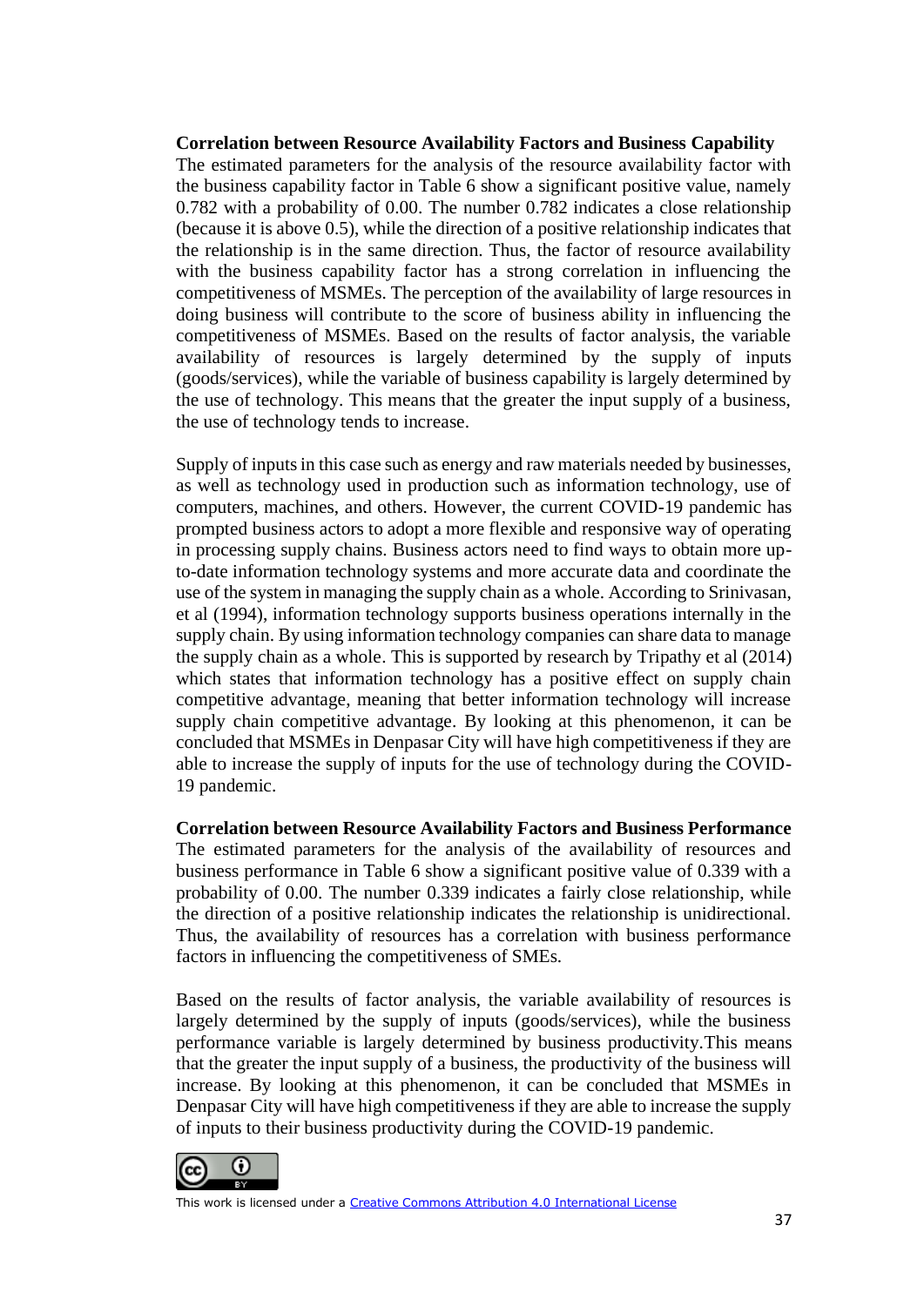**Correlation between Resource Availability Factors and Business Capability**

The estimated parameters for the analysis of the resource availability factor with the business capability factor in Table 6 show a significant positive value, namely 0.782 with a probability of 0.00. The number 0.782 indicates a close relationship (because it is above 0.5), while the direction of a positive relationship indicates that the relationship is in the same direction. Thus, the factor of resource availability with the business capability factor has a strong correlation in influencing the competitiveness of MSMEs. The perception of the availability of large resources in doing business will contribute to the score of business ability in influencing the competitiveness of MSMEs. Based on the results of factor analysis, the variable availability of resources is largely determined by the supply of inputs (goods/services), while the variable of business capability is largely determined by the use of technology. This means that the greater the input supply of a business, the use of technology tends to increase.

Supply of inputs in this case such as energy and raw materials needed by businesses, as well as technology used in production such as information technology, use of computers, machines, and others. However, the current COVID-19 pandemic has prompted business actors to adopt a more flexible and responsive way of operating in processing supply chains. Business actors need to find ways to obtain more up-to-date information technology systems and more accurate data and coordinate the use of the system in managing the supply chain as a whole. According to Srinivasan, et al (1994), information technology supports business operations internally in the supply chain. By using information technology companies can share data to manage the supply chain as a whole. This is supported by research by Tripathy et al (2014) which states that information technology has a positive effect on supply chain competitive advantage, meaning that better information technology will increase supply chain competitive advantage. By looking at this phenomenon, it can be concluded that MSMEs in Denpasar City will have high competitiveness if they are able to increase the supply of inputs for the use of technology during the COVID-19 pandemic.

**Correlation between Resource Availability Factors and Business Performance**

The estimated parameters for the analysis of the availability of resources and business performance in Table 6 show a significant positive value of 0.339 with a probability of 0.00. The number 0.339 indicates a fairly close relationship, while the direction of a positive relationship indicates the relationship is unidirectional. Thus, the availability of resources has a correlation with business performance factors in influencing the competitiveness of SMEs.

Based on the results of factor analysis, the variable availability of resources is largely determined by the supply of inputs (goods/services), while the business performance variable is largely determined by business productivity.This means that the greater the input supply of a business, the productivity of the business will increase. By looking at this phenomenon, it can be concluded that MSMEs in Denpasar City will have high competitiveness if they are able to increase the supply of inputs to their business productivity during the COVID-19 pandemic.

This work is licensed under a Creative Commons Attribution 4.0 International License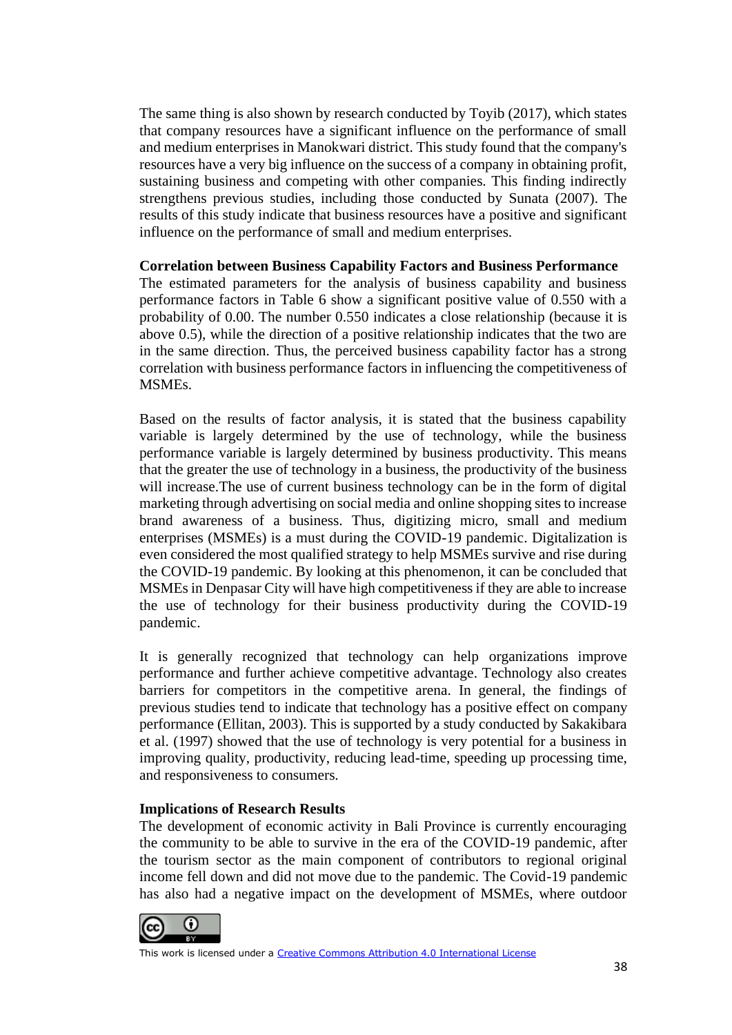The same thing is also shown by research conducted by Toyib (2017), which states that company resources have a significant influence on the performance of small and medium enterprises in Manokwari district. This study found that the company's resources have a very big influence on the success of a company in obtaining profit, sustaining business and competing with other companies. This finding indirectly strengthens previous studies, including those conducted by Sunata (2007). The results of this study indicate that business resources have a positive and significant influence on the performance of small and medium enterprises.

**Correlation between Business Capability Factors and Business Performance**

The estimated parameters for the analysis of business capability and business performance factors in Table 6 show a significant positive value of 0.550 with a probability of 0.00. The number 0.550 indicates a close relationship (because it is above 0.5), while the direction of a positive relationship indicates that the two are in the same direction. Thus, the perceived business capability factor has a strong correlation with business performance factors in influencing the competitiveness of MSMEs.

Based on the results of factor analysis, it is stated that the business capability variable is largely determined by the use of technology, while the business performance variable is largely determined by business productivity. This means that the greater the use of technology in a business, the productivity of the business will increase.The use of current business technology can be in the form of digital marketing through advertising on social media and online shopping sites to increase brand awareness of a business. Thus, digitizing micro, small and medium enterprises (MSMEs) is a must during the COVID-19 pandemic. Digitalization is even considered the most qualified strategy to help MSMEs survive and rise during the COVID-19 pandemic. By looking at this phenomenon, it can be concluded that MSMEs in Denpasar City will have high competitiveness if they are able to increase the use of technology for their business productivity during the COVID-19 pandemic.

It is generally recognized that technology can help organizations improve performance and further achieve competitive advantage. Technology also creates barriers for competitors in the competitive arena. In general, the findings of previous studies tend to indicate that technology has a positive effect on company performance (Ellitan, 2003). This is supported by a study conducted by Sakakibara et al. (1997) showed that the use of technology is very potential for a business in improving quality, productivity, reducing lead-time, speeding up processing time, and responsiveness to consumers.

**Implications of Research Results**

The development of economic activity in Bali Province is currently encouraging the community to be able to survive in the era of the COVID-19 pandemic, after the tourism sector as the main component of contributors to regional original income fell down and did not move due to the pandemic. The Covid-19 pandemic has also had a negative impact on the development of MSMEs, where outdoor

This work is licensed under a Creative Commons Attribution 4.0 International License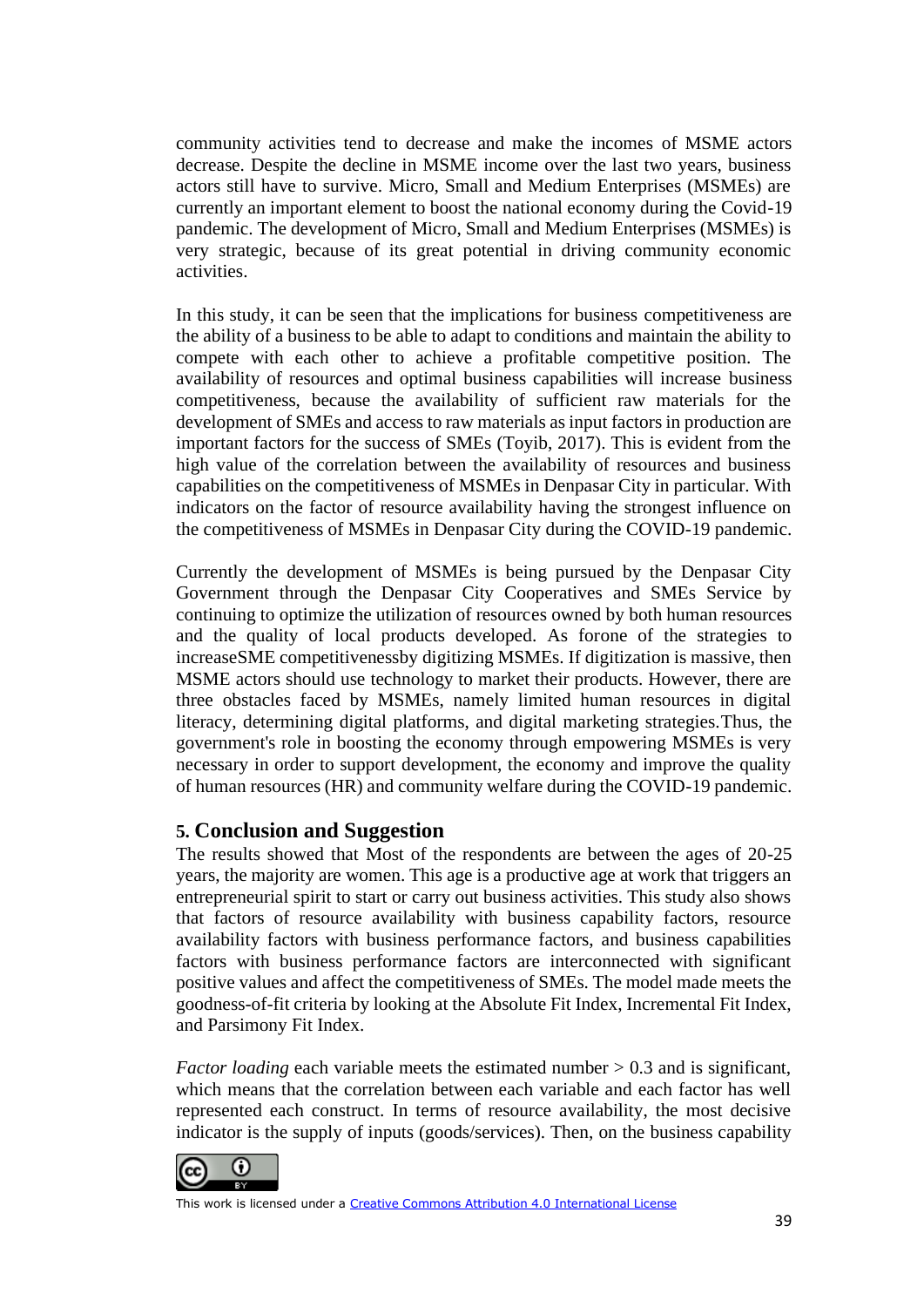community activities tend to decrease and make the incomes of MSME actors decrease. Despite the decline in MSME income over the last two years, business actors still have to survive. Micro, Small and Medium Enterprises (MSMEs) are currently an important element to boost the national economy during the Covid-19 pandemic. The development of Micro, Small and Medium Enterprises (MSMEs) is very strategic, because of its great potential in driving community economic activities.

In this study, it can be seen that the implications for business competitiveness are the ability of a business to be able to adapt to conditions and maintain the ability to compete with each other to achieve a profitable competitive position. The availability of resources and optimal business capabilities will increase business competitiveness, because the availability of sufficient raw materials for the development of SMEs and access to raw materials as input factors in production are important factors for the success of SMEs (Toyib, 2017). This is evident from the high value of the correlation between the availability of resources and business capabilities on the competitiveness of MSMEs in Denpasar City in particular. With indicators on the factor of resource availability having the strongest influence on the competitiveness of MSMEs in Denpasar City during the COVID-19 pandemic.

Currently the development of MSMEs is being pursued by the Denpasar City Government through the Denpasar City Cooperatives and SMEs Service by continuing to optimize the utilization of resources owned by both human resources and the quality of local products developed. As forone of the strategies to increaseSME competitivenessby digitizing MSMEs. If digitization is massive, then MSME actors should use technology to market their products. However, there are three obstacles faced by MSMEs, namely limited human resources in digital literacy, determining digital platforms, and digital marketing strategies.Thus, the government's role in boosting the economy through empowering MSMEs is very necessary in order to support development, the economy and improve the quality of human resources (HR) and community welfare during the COVID-19 pandemic.

## 5. Conclusion and Suggestion

The results showed that Most of the respondents are between the ages of 20-25 years, the majority are women. This age is a productive age at work that triggers an entrepreneurial spirit to start or carry out business activities. This study also shows that factors of resource availability with business capability factors, resource availability factors with business performance factors, and business capabilities factors with business performance factors are interconnected with significant positive values and affect the competitiveness of SMEs. The model made meets the goodness-of-fit criteria by looking at the Absolute Fit Index, Incremental Fit Index, and Parsimony Fit Index.

*Factor loading* each variable meets the estimated number > 0.3 and is significant, which means that the correlation between each variable and each factor has well represented each construct. In terms of resource availability, the most decisive indicator is the supply of inputs (goods/services). Then, on the business capability

This work is licensed under a Creative Commons Attribution 4.0 International License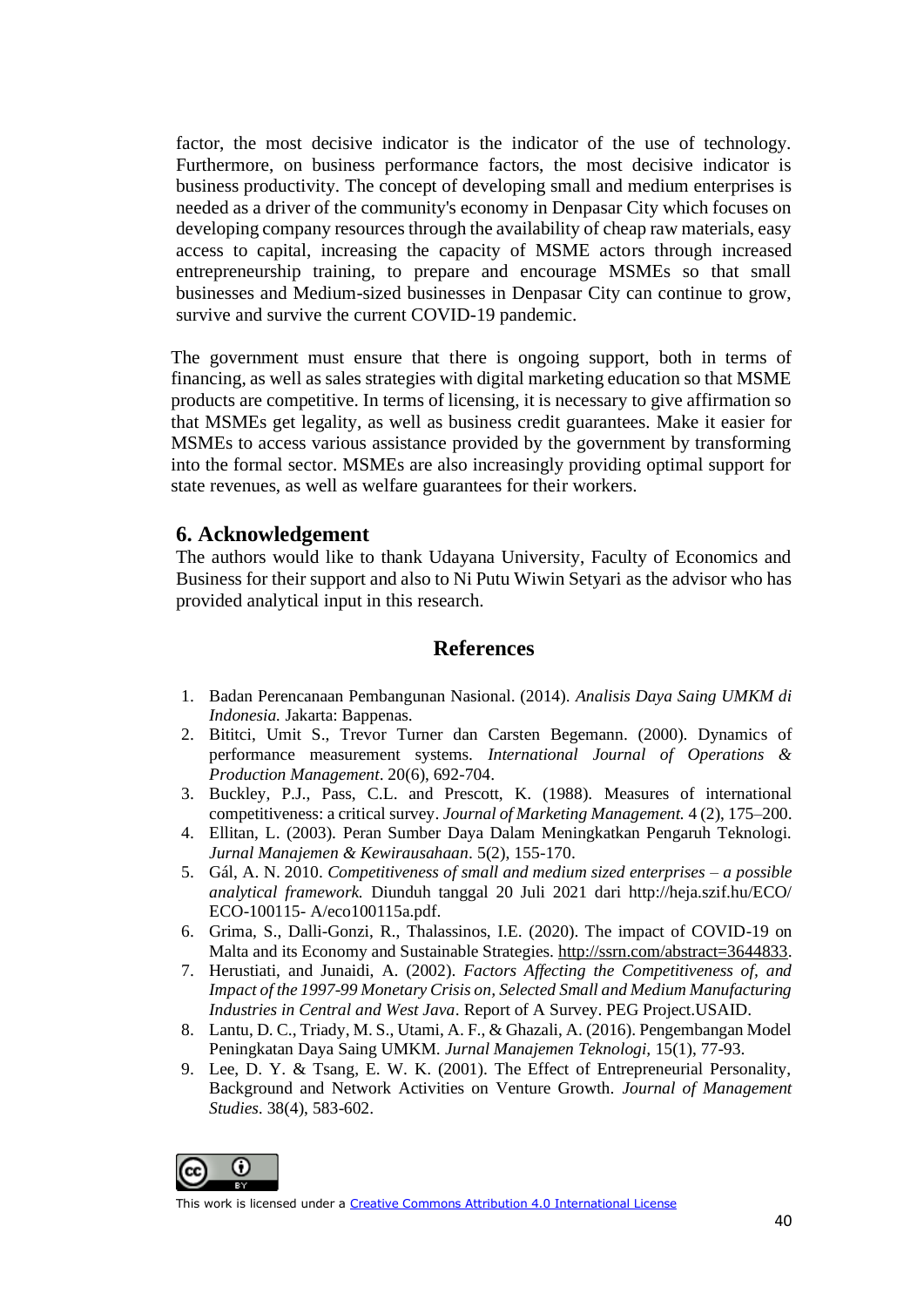factor, the most decisive indicator is the indicator of the use of technology. Furthermore, on business performance factors, the most decisive indicator is business productivity. The concept of developing small and medium enterprises is needed as a driver of the community's economy in Denpasar City which focuses on developing company resources through the availability of cheap raw materials, easy access to capital, increasing the capacity of MSME actors through increased entrepreneurship training, to prepare and encourage MSMEs so that small businesses and Medium-sized businesses in Denpasar City can continue to grow, survive and survive the current COVID-19 pandemic.

The government must ensure that there is ongoing support, both in terms of financing, as well as sales strategies with digital marketing education so that MSME products are competitive. In terms of licensing, it is necessary to give affirmation so that MSMEs get legality, as well as business credit guarantees. Make it easier for MSMEs to access various assistance provided by the government by transforming into the formal sector. MSMEs are also increasingly providing optimal support for state revenues, as well as welfare guarantees for their workers.

## 6. Acknowledgement

The authors would like to thank Udayana University, Faculty of Economics and Business for their support and also to Ni Putu Wiwin Setyari as the advisor who has provided analytical input in this research.

## References

1. Badan Perencanaan Pembangunan Nasional. (2014). *Analisis Daya Saing UMKM di Indonesia.* Jakarta: Bappenas.
2. Bititci, Umit S., Trevor Turner dan Carsten Begemann. (2000). Dynamics of performance measurement systems. *International Journal of Operations & Production Management*. 20(6), 692-704.
3. Buckley, P.J., Pass, C.L. and Prescott, K. (1988). Measures of international competitiveness: a critical survey. *Journal of Marketing Management.* 4 (2), 175–200.
4. Ellitan, L. (2003). Peran Sumber Daya Dalam Meningkatkan Pengaruh Teknologi. *Jurnal Manajemen & Kewirausahaan*. 5(2), 155-170.
5. Gál, A. N. 2010. *Competitiveness of small and medium sized enterprises – a possible analytical framework.* Diunduh tanggal 20 Juli 2021 dari http://heja.szif.hu/ECO/ ECO-100115- A/eco100115a.pdf.
6. Grima, S., Dalli-Gonzi, R., Thalassinos, I.E. (2020). The impact of COVID-19 on Malta and its Economy and Sustainable Strategies. http://ssrn.com/abstract=3644833.
7. Herustiati, and Junaidi, A. (2002). *Factors Affecting the Competitiveness of, and Impact of the 1997-99 Monetary Crisis on, Selected Small and Medium Manufacturing Industries in Central and West Java*. Report of A Survey. PEG Project.USAID.
8. Lantu, D. C., Triady, M. S., Utami, A. F., & Ghazali, A. (2016). Pengembangan Model Peningkatan Daya Saing UMKM. *Jurnal Manajemen Teknologi,* 15(1), 77-93.
9. Lee, D. Y. & Tsang, E. W. K. (2001). The Effect of Entrepreneurial Personality, Background and Network Activities on Venture Growth. *Journal of Management Studies*. 38(4), 583-602.

This work is licensed under a Creative Commons Attribution 4.0 International License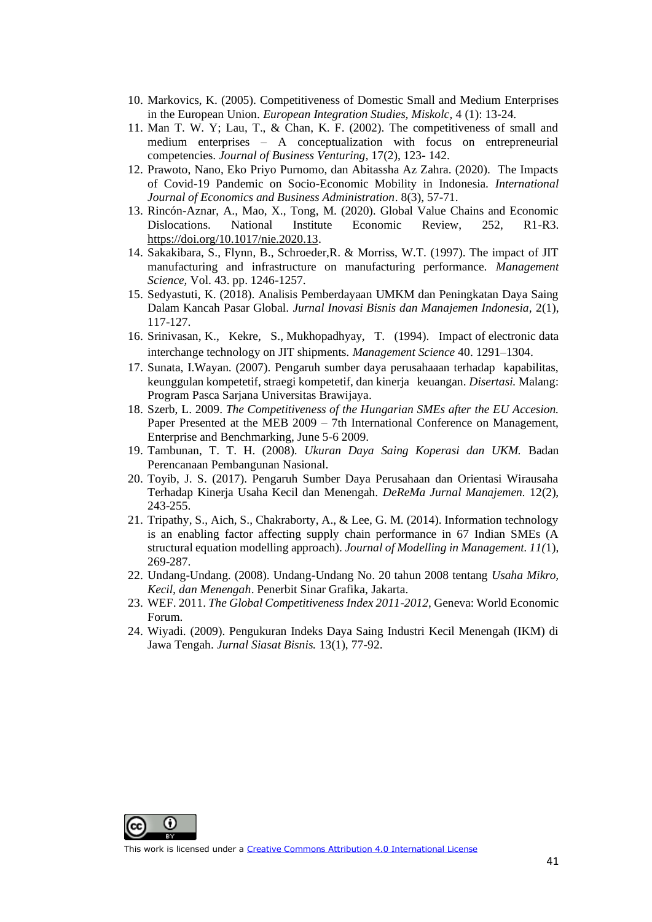10. Markovics, K. (2005). Competitiveness of Domestic Small and Medium Enterprises in the European Union. *European Integration Studies, Miskolc*, 4 (1): 13-24.
11. Man T. W. Y; Lau, T., & Chan, K. F. (2002). The competitiveness of small and medium enterprises – A conceptualization with focus on entrepreneurial competencies. *Journal of Business Venturing*, 17(2), 123- 142.
12. Prawoto, Nano, Eko Priyo Purnomo, dan Abitassha Az Zahra. (2020). The Impacts of Covid-19 Pandemic on Socio-Economic Mobility in Indonesia. *International Journal of Economics and Business Administration*. 8(3), 57-71.
13. Rincón-Aznar, A., Mao, X., Tong, M. (2020). Global Value Chains and Economic Dislocations. National Institute Economic Review, 252, R1-R3. https://doi.org/10.1017/nie.2020.13.
14. Sakakibara, S., Flynn, B., Schroeder,R. & Morriss, W.T. (1997). The impact of JIT manufacturing and infrastructure on manufacturing performance. *Management Science*, Vol. 43. pp. 1246-1257.
15. Sedyastuti, K. (2018). Analisis Pemberdayaan UMKM dan Peningkatan Daya Saing Dalam Kancah Pasar Global. *Jurnal Inovasi Bisnis dan Manajemen Indonesia*, 2(1), 117-127.
16. Srinivasan, K., Kekre, S., Mukhopadhyay, T. (1994). Impact of electronic data interchange technology on JIT shipments. *Management Science* 40. 1291–1304.
17. Sunata, I.Wayan. (2007). Pengaruh sumber daya perusahaaan terhadap kapabilitas, keunggulan kompetetif, straegi kompetetif, dan kinerja keuangan. *Disertasi.* Malang: Program Pasca Sarjana Universitas Brawijaya.
18. Szerb, L. 2009. *The Competitiveness of the Hungarian SMEs after the EU Accesion.* Paper Presented at the MEB 2009 – 7th International Conference on Management, Enterprise and Benchmarking, June 5-6 2009.
19. Tambunan, T. T. H. (2008). *Ukuran Daya Saing Koperasi dan UKM.* Badan Perencanaan Pembangunan Nasional.
20. Toyib, J. S. (2017). Pengaruh Sumber Daya Perusahaan dan Orientasi Wirausaha Terhadap Kinerja Usaha Kecil dan Menengah. *DeReMa Jurnal Manajemen.* 12(2), 243-255.
21. Tripathy, S., Aich, S., Chakraborty, A., & Lee, G. M. (2014). Information technology is an enabling factor affecting supply chain performance in 67 Indian SMEs (A structural equation modelling approach). *Journal of Modelling in Management. 11(*1), 269-287.
22. Undang-Undang. (2008). Undang-Undang No. 20 tahun 2008 tentang *Usaha Mikro, Kecil, dan Menengah*. Penerbit Sinar Grafika, Jakarta.
23. WEF. 2011. *The Global Competitiveness Index 2011-2012*, Geneva: World Economic Forum.
24. Wiyadi. (2009). Pengukuran Indeks Daya Saing Industri Kecil Menengah (IKM) di Jawa Tengah. *Jurnal Siasat Bisnis.* 13(1), 77-92.

This work is licensed under a Creative Commons Attribution 4.0 International License